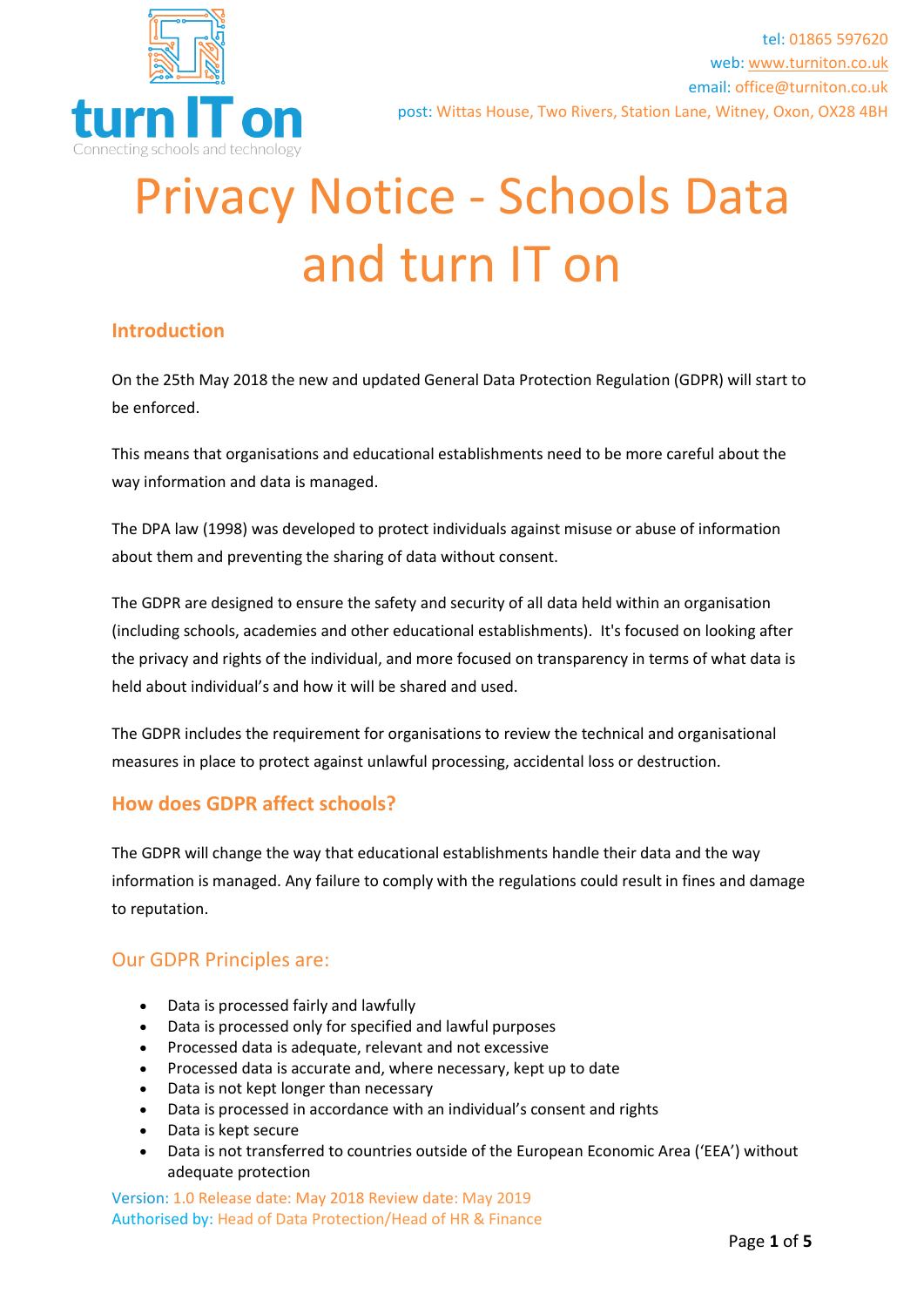tel: 01865 597620
web: www.turniton.co.uk
email: office@turniton.co.uk
post: Wittas House, Two Rivers, Station Lane, Witney, Oxon, OX28 4BH

# Privacy Notice - Schools Data and turn IT on

## Introduction

On the 25th May 2018 the new and updated General Data Protection Regulation (GDPR) will start to be enforced.

This means that organisations and educational establishments need to be more careful about the way information and data is managed.

The DPA law (1998) was developed to protect individuals against misuse or abuse of information about them and preventing the sharing of data without consent.

The GDPR are designed to ensure the safety and security of all data held within an organisation (including schools, academies and other educational establishments). It's focused on looking after the privacy and rights of the individual, and more focused on transparency in terms of what data is held about individual's and how it will be shared and used.

The GDPR includes the requirement for organisations to review the technical and organisational measures in place to protect against unlawful processing, accidental loss or destruction.

## How does GDPR affect schools?

The GDPR will change the way that educational establishments handle their data and the way information is managed. Any failure to comply with the regulations could result in fines and damage to reputation.

## Our GDPR Principles are:

- Data is processed fairly and lawfully
- Data is processed only for specified and lawful purposes
- Processed data is adequate, relevant and not excessive
- Processed data is accurate and, where necessary, kept up to date
- Data is not kept longer than necessary
- Data is processed in accordance with an individual's consent and rights
- Data is kept secure
- Data is not transferred to countries outside of the European Economic Area ('EEA') without adequate protection

Version: 1.0 Release date: May 2018 Review date: May 2019
Authorised by: Head of Data Protection/Head of HR & Finance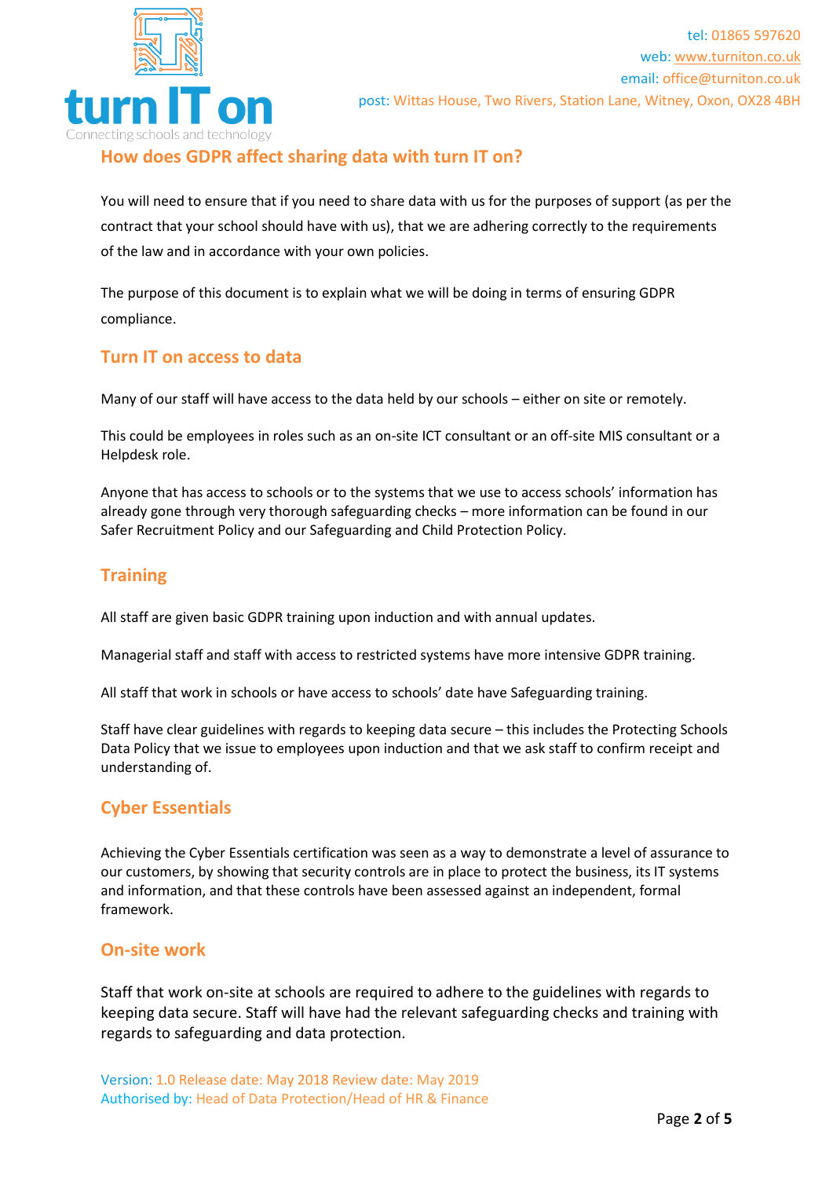## How does GDPR affect sharing data with turn IT on?

You will need to ensure that if you need to share data with us for the purposes of support (as per the contract that your school should have with us), that we are adhering correctly to the requirements of the law and in accordance with your own policies.

The purpose of this document is to explain what we will be doing in terms of ensuring GDPR compliance.

## Turn IT on access to data

Many of our staff will have access to the data held by our schools – either on site or remotely.

This could be employees in roles such as an on-site ICT consultant or an off-site MIS consultant or a Helpdesk role.

Anyone that has access to schools or to the systems that we use to access schools' information has already gone through very thorough safeguarding checks – more information can be found in our Safer Recruitment Policy and our Safeguarding and Child Protection Policy.

## Training

All staff are given basic GDPR training upon induction and with annual updates.

Managerial staff and staff with access to restricted systems have more intensive GDPR training.

All staff that work in schools or have access to schools' date have Safeguarding training.

Staff have clear guidelines with regards to keeping data secure – this includes the Protecting Schools Data Policy that we issue to employees upon induction and that we ask staff to confirm receipt and understanding of.

## Cyber Essentials

Achieving the Cyber Essentials certification was seen as a way to demonstrate a level of assurance to our customers, by showing that security controls are in place to protect the business, its IT systems and information, and that these controls have been assessed against an independent, formal framework.

## On-site work

Staff that work on-site at schools are required to adhere to the guidelines with regards to keeping data secure. Staff will have had the relevant safeguarding checks and training with regards to safeguarding and data protection.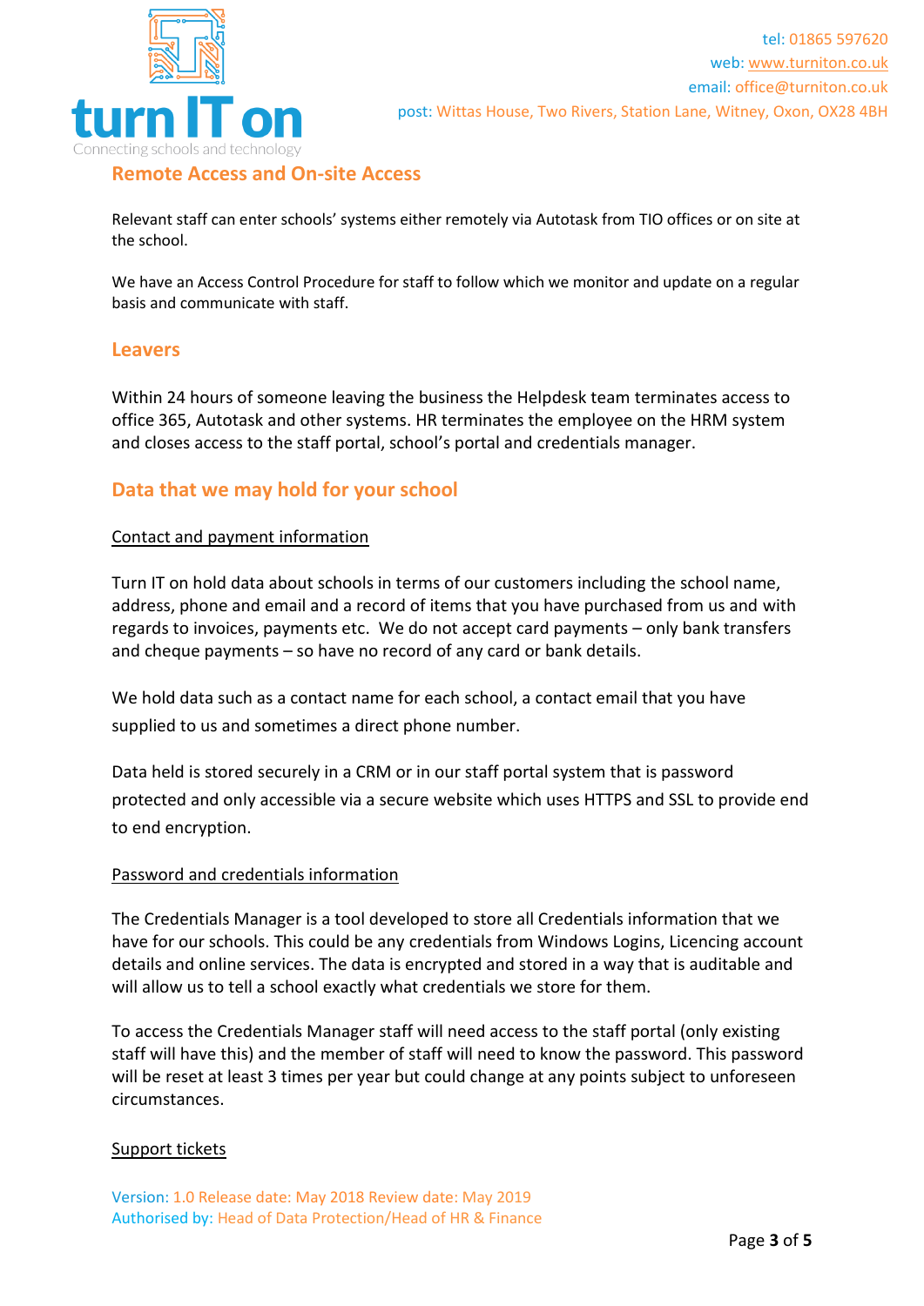## Remote Access and On-site Access

Relevant staff can enter schools' systems either remotely via Autotask from TIO offices or on site at the school.

We have an Access Control Procedure for staff to follow which we monitor and update on a regular basis and communicate with staff.

## Leavers

Within 24 hours of someone leaving the business the Helpdesk team terminates access to office 365, Autotask and other systems. HR terminates the employee on the HRM system and closes access to the staff portal, school's portal and credentials manager.

## Data that we may hold for your school

<u>Contact and payment information</u>

Turn IT on hold data about schools in terms of our customers including the school name, address, phone and email and a record of items that you have purchased from us and with regards to invoices, payments etc. We do not accept card payments – only bank transfers and cheque payments – so have no record of any card or bank details.

We hold data such as a contact name for each school, a contact email that you have supplied to us and sometimes a direct phone number.

Data held is stored securely in a CRM or in our staff portal system that is password protected and only accessible via a secure website which uses HTTPS and SSL to provide end to end encryption.

<u>Password and credentials information</u>

The Credentials Manager is a tool developed to store all Credentials information that we have for our schools. This could be any credentials from Windows Logins, Licencing account details and online services. The data is encrypted and stored in a way that is auditable and will allow us to tell a school exactly what credentials we store for them.

To access the Credentials Manager staff will need access to the staff portal (only existing staff will have this) and the member of staff will need to know the password. This password will be reset at least 3 times per year but could change at any points subject to unforeseen circumstances.

<u>Support tickets</u>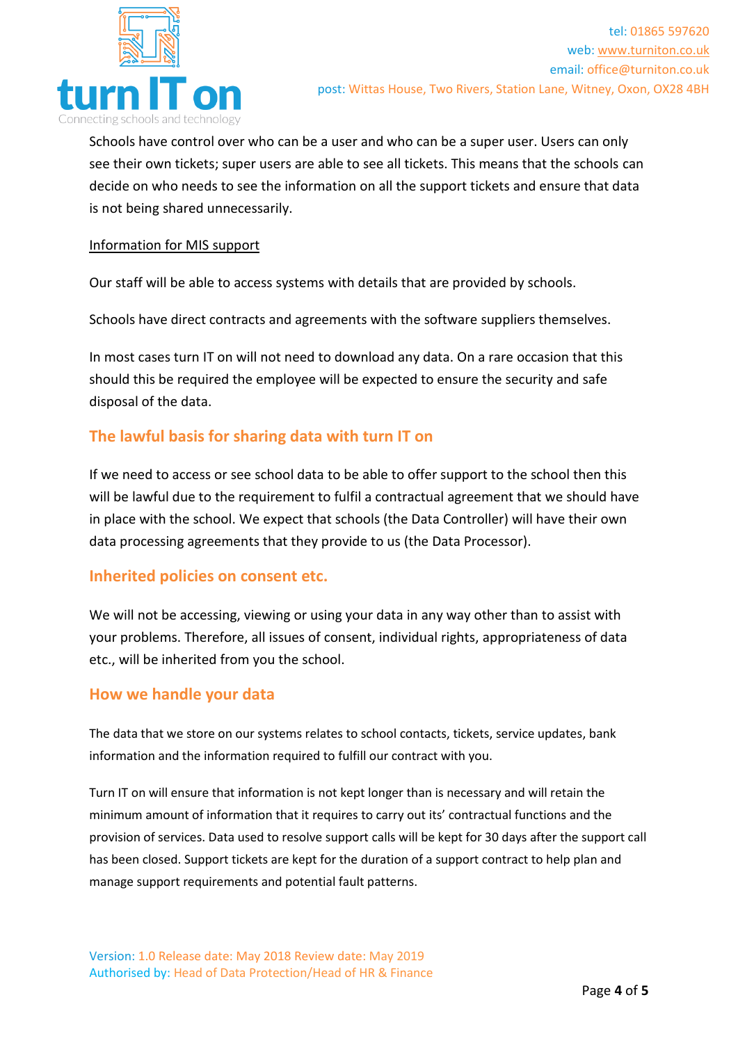Schools have control over who can be a user and who can be a super user. Users can only see their own tickets; super users are able to see all tickets. This means that the schools can decide on who needs to see the information on all the support tickets and ensure that data is not being shared unnecessarily.

Information for MIS support

Our staff will be able to access systems with details that are provided by schools.

Schools have direct contracts and agreements with the software suppliers themselves.

In most cases turn IT on will not need to download any data. On a rare occasion that this should this be required the employee will be expected to ensure the security and safe disposal of the data.

## The lawful basis for sharing data with turn IT on

If we need to access or see school data to be able to offer support to the school then this will be lawful due to the requirement to fulfil a contractual agreement that we should have in place with the school. We expect that schools (the Data Controller) will have their own data processing agreements that they provide to us (the Data Processor).

## Inherited policies on consent etc.

We will not be accessing, viewing or using your data in any way other than to assist with your problems. Therefore, all issues of consent, individual rights, appropriateness of data etc., will be inherited from you the school.

## How we handle your data

The data that we store on our systems relates to school contacts, tickets, service updates, bank information and the information required to fulfill our contract with you.

Turn IT on will ensure that information is not kept longer than is necessary and will retain the minimum amount of information that it requires to carry out its' contractual functions and the provision of services. Data used to resolve support calls will be kept for 30 days after the support call has been closed. Support tickets are kept for the duration of a support contract to help plan and manage support requirements and potential fault patterns.

Version: 1.0 Release date: May 2018 Review date: May 2019
Authorised by: Head of Data Protection/Head of HR & Finance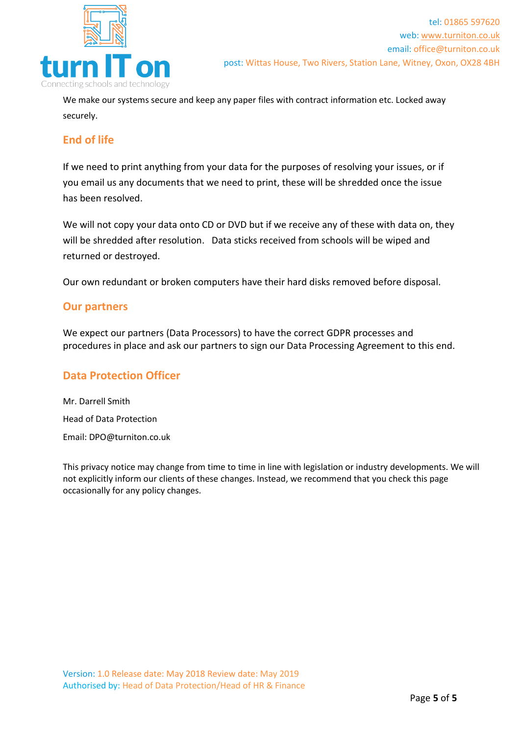We make our systems secure and keep any paper files with contract information etc. Locked away securely.

## End of life

If we need to print anything from your data for the purposes of resolving your issues, or if you email us any documents that we need to print, these will be shredded once the issue has been resolved.

We will not copy your data onto CD or DVD but if we receive any of these with data on, they will be shredded after resolution. Data sticks received from schools will be wiped and returned or destroyed.

Our own redundant or broken computers have their hard disks removed before disposal.

## Our partners

We expect our partners (Data Processors) to have the correct GDPR processes and procedures in place and ask our partners to sign our Data Processing Agreement to this end.

## Data Protection Officer

Mr. Darrell Smith

Head of Data Protection

Email: DPO@turniton.co.uk

This privacy notice may change from time to time in line with legislation or industry developments. We will not explicitly inform our clients of these changes. Instead, we recommend that you check this page occasionally for any policy changes.

Version: 1.0 Release date: May 2018 Review date: May 2019
Authorised by: Head of Data Protection/Head of HR & Finance